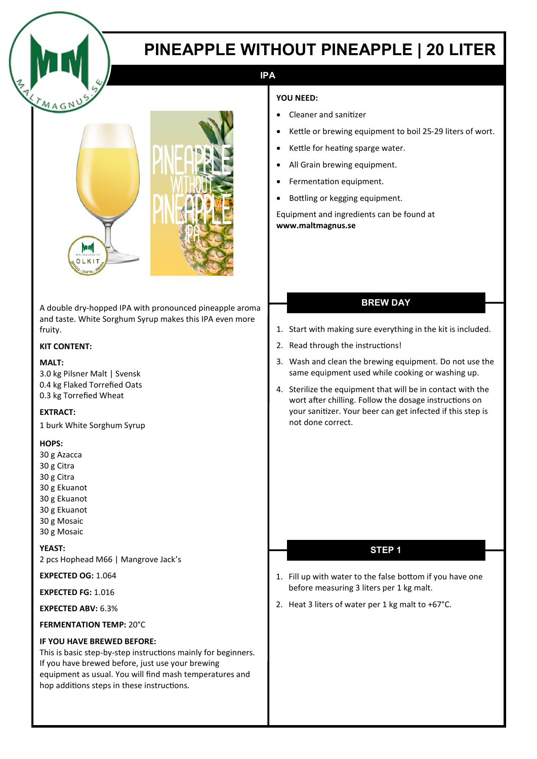# PINEAPPLE WITHOUT PINEAPPLE | 20 LITER

## IPA

A double dry-hopped IPA with pronounced pineapple aroma and taste. White Sorghum Syrup makes this IPA even more fruity.

**KIT CONTENT:**

**MALT:**
3.0 kg Pilsner Malt | Svensk
0.4 kg Flaked Torrefied Oats
0.3 kg Torrefied Wheat

**EXTRACT:**
1 burk White Sorghum Syrup

**HOPS:**
30 g Azacca
30 g Citra
30 g Citra
30 g Ekuanot
30 g Ekuanot
30 g Ekuanot
30 g Mosaic
30 g Mosaic

**YEAST:**
2 pcs Hophead M66 | Mangrove Jack's

**EXPECTED OG:** 1.064

**EXPECTED FG:** 1.016

**EXPECTED ABV:** 6.3%

**FERMENTATION TEMP:** 20°C

**IF YOU HAVE BREWED BEFORE:**
This is basic step-by-step instructions mainly for beginners. If you have brewed before, just use your brewing equipment as usual. You will find mash temperatures and hop additions steps in these instructions.

**YOU NEED:**

- Cleaner and sanitizer
- Kettle or brewing equipment to boil 25-29 liters of wort.
- Kettle for heating sparge water.
- All Grain brewing equipment.
- Fermentation equipment.
- Bottling or kegging equipment.

Equipment and ingredients can be found at **www.maltmagnus.se**

## BREW DAY

1. Start with making sure everything in the kit is included.
2. Read through the instructions!
3. Wash and clean the brewing equipment. Do not use the same equipment used while cooking or washing up.
4. Sterilize the equipment that will be in contact with the wort after chilling. Follow the dosage instructions on your sanitizer. Your beer can get infected if this step is not done correct.

## STEP 1

1. Fill up with water to the false bottom if you have one before measuring 3 liters per 1 kg malt.
2. Heat 3 liters of water per 1 kg malt to +67°C.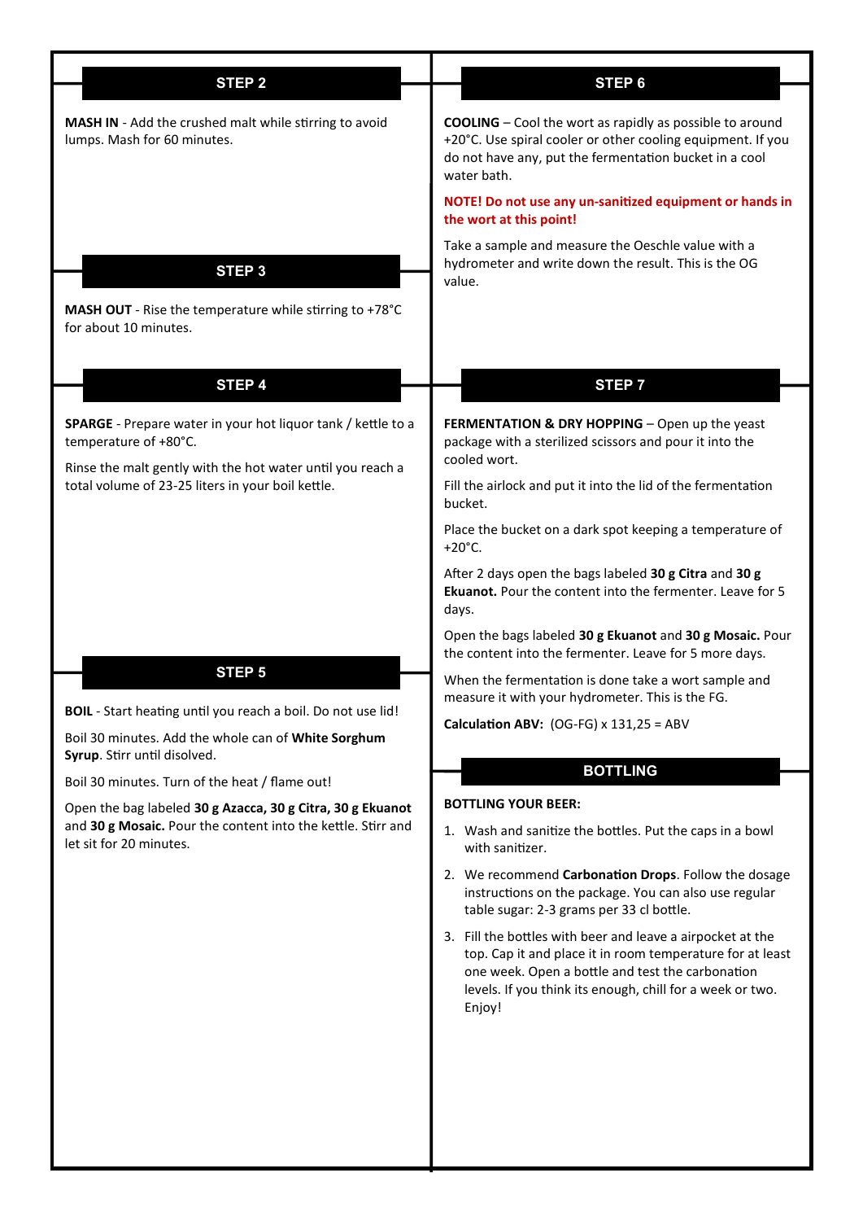## STEP 2

**MASH IN** - Add the crushed malt while stirring to avoid lumps. Mash for 60 minutes.

## STEP 3

**MASH OUT** - Rise the temperature while stirring to +78°C for about 10 minutes.

## STEP 4

**SPARGE** - Prepare water in your hot liquor tank / kettle to a temperature of +80°C.

Rinse the malt gently with the hot water until you reach a total volume of 23-25 liters in your boil kettle.

## STEP 5

**BOIL** - Start heating until you reach a boil. Do not use lid!

Boil 30 minutes. Add the whole can of **White Sorghum Syrup**. Stirr until disolved.

Boil 30 minutes. Turn of the heat / flame out!

Open the bag labeled **30 g Azacca, 30 g Citra, 30 g Ekuanot** and **30 g Mosaic.** Pour the content into the kettle. Stirr and let sit for 20 minutes.

## STEP 6

**COOLING** – Cool the wort as rapidly as possible to around +20°C. Use spiral cooler or other cooling equipment. If you do not have any, put the fermentation bucket in a cool water bath.

**NOTE! Do not use any un-sanitized equipment or hands in the wort at this point!**

Take a sample and measure the Oeschle value with a hydrometer and write down the result. This is the OG value.

## STEP 7

**FERMENTATION & DRY HOPPING** – Open up the yeast package with a sterilized scissors and pour it into the cooled wort.

Fill the airlock and put it into the lid of the fermentation bucket.

Place the bucket on a dark spot keeping a temperature of +20°C.

After 2 days open the bags labeled **30 g Citra** and **30 g Ekuanot.** Pour the content into the fermenter. Leave for 5 days.

Open the bags labeled **30 g Ekuanot** and **30 g Mosaic.** Pour the content into the fermenter. Leave for 5 more days.

When the fermentation is done take a wort sample and measure it with your hydrometer. This is the FG.

**Calculation ABV:** (OG-FG) x 131,25 = ABV

## BOTTLING

**BOTTLING YOUR BEER:**

1. Wash and sanitize the bottles. Put the caps in a bowl with sanitizer.
2. We recommend **Carbonation Drops**. Follow the dosage instructions on the package. You can also use regular table sugar: 2-3 grams per 33 cl bottle.
3. Fill the bottles with beer and leave a airpocket at the top. Cap it and place it in room temperature for at least one week. Open a bottle and test the carbonation levels. If you think its enough, chill for a week or two. Enjoy!